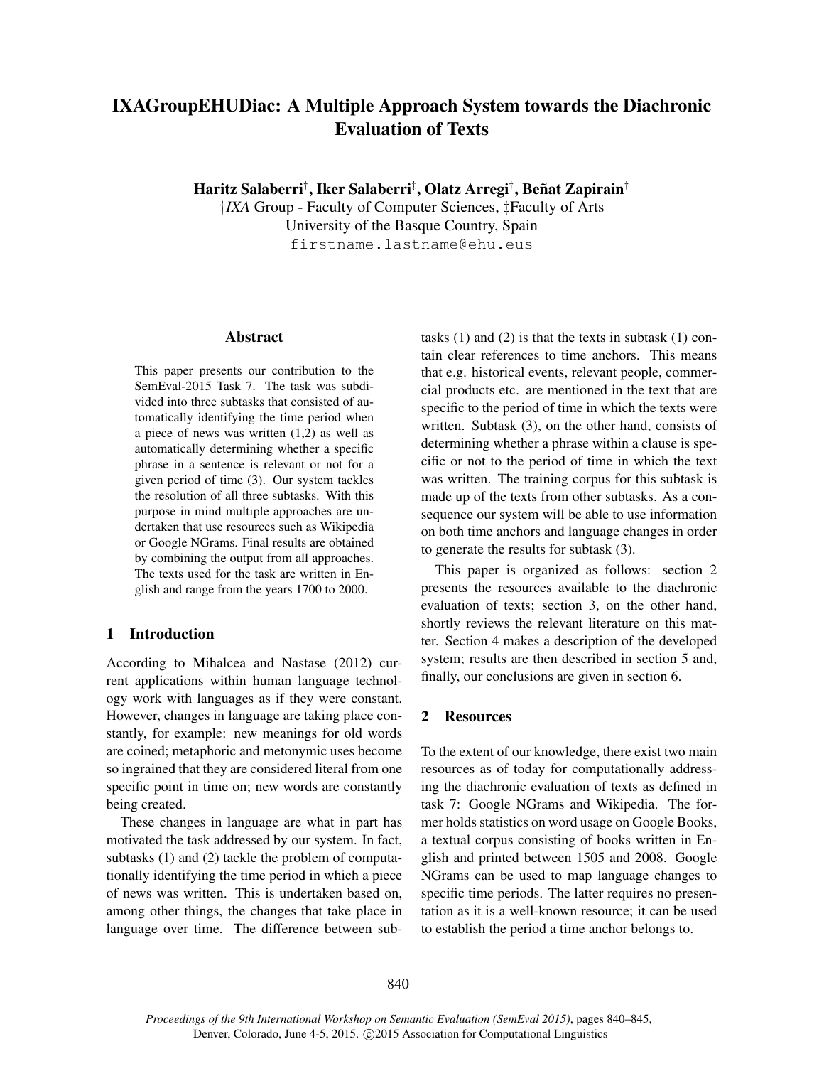# IXAGroupEHUDiac: A Multiple Approach System towards the Diachronic Evaluation of Texts

**Haritz Salaberri**[†], **Iker Salaberri**[‡], **Olatz Arregi**[†], **Beñat Zapirain**[†]

[†]*IXA* Group - Faculty of Computer Sciences, [‡]Faculty of Arts
University of the Basque Country, Spain
firstname.lastname@ehu.eus

## Abstract

This paper presents our contribution to the SemEval-2015 Task 7. The task was subdivided into three subtasks that consisted of automatically identifying the time period when a piece of news was written (1,2) as well as automatically determining whether a specific phrase in a sentence is relevant or not for a given period of time (3). Our system tackles the resolution of all three subtasks. With this purpose in mind multiple approaches are undertaken that use resources such as Wikipedia or Google NGrams. Final results are obtained by combining the output from all approaches. The texts used for the task are written in English and range from the years 1700 to 2000.

## 1 Introduction

According to Mihalcea and Nastase (2012) current applications within human language technology work with languages as if they were constant. However, changes in language are taking place constantly, for example: new meanings for old words are coined; metaphoric and metonymic uses become so ingrained that they are considered literal from one specific point in time on; new words are constantly being created.

These changes in language are what in part has motivated the task addressed by our system. In fact, subtasks (1) and (2) tackle the problem of computationally identifying the time period in which a piece of news was written. This is undertaken based on, among other things, the changes that take place in language over time. The difference between subtasks (1) and (2) is that the texts in subtask (1) contain clear references to time anchors. This means that e.g. historical events, relevant people, commercial products etc. are mentioned in the text that are specific to the period of time in which the texts were written. Subtask (3), on the other hand, consists of determining whether a phrase within a clause is specific or not to the period of time in which the text was written. The training corpus for this subtask is made up of the texts from other subtasks. As a consequence our system will be able to use information on both time anchors and language changes in order to generate the results for subtask (3).

This paper is organized as follows: section 2 presents the resources available to the diachronic evaluation of texts; section 3, on the other hand, shortly reviews the relevant literature on this matter. Section 4 makes a description of the developed system; results are then described in section 5 and, finally, our conclusions are given in section 6.

## 2 Resources

To the extent of our knowledge, there exist two main resources as of today for computationally addressing the diachronic evaluation of texts as defined in task 7: Google NGrams and Wikipedia. The former holds statistics on word usage on Google Books, a textual corpus consisting of books written in English and printed between 1505 and 2008. Google NGrams can be used to map language changes to specific time periods. The latter requires no presentation as it is a well-known resource; it can be used to establish the period a time anchor belongs to.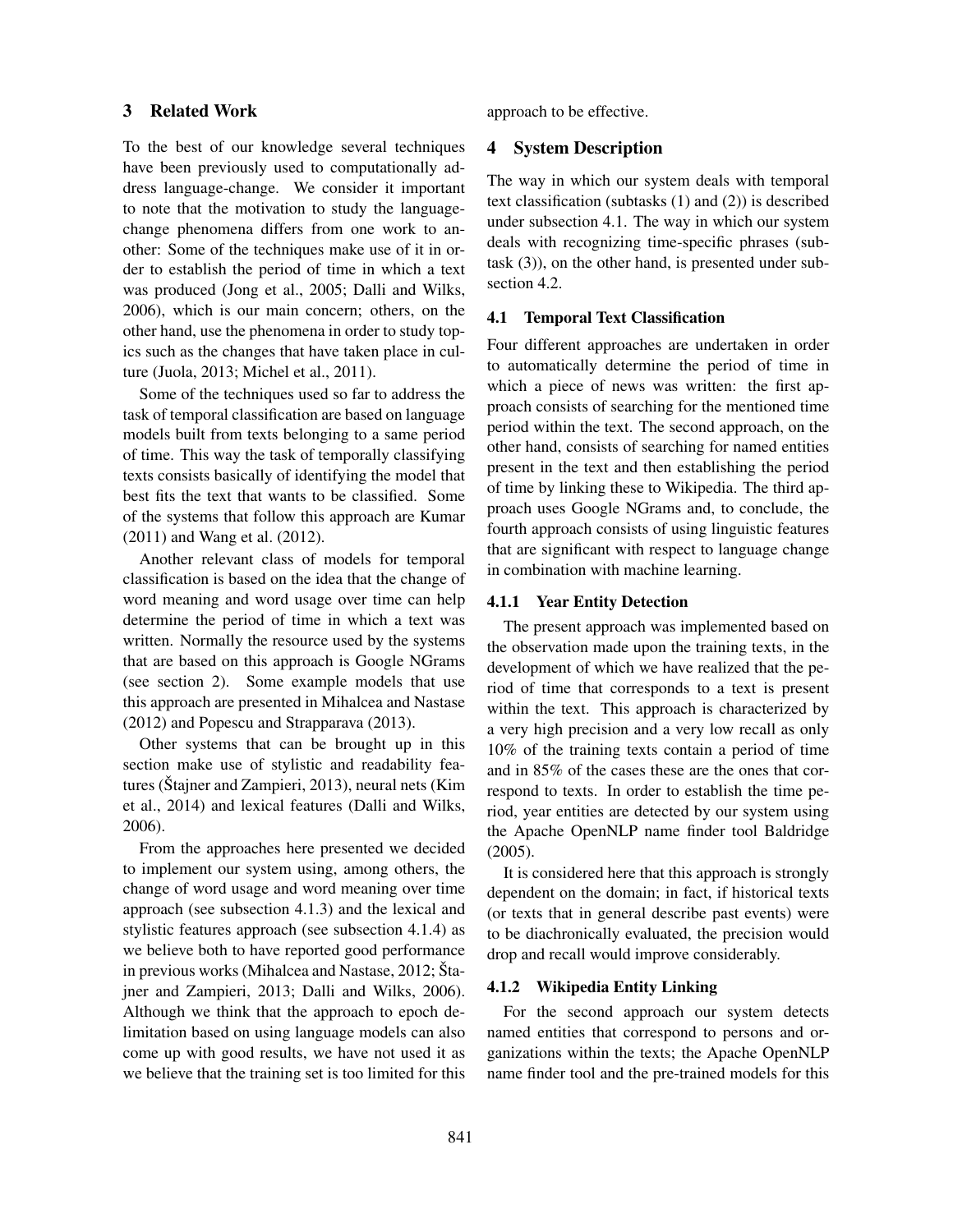## 3 Related Work

To the best of our knowledge several techniques have been previously used to computationally address language-change. We consider it important to note that the motivation to study the language-change phenomena differs from one work to another: Some of the techniques make use of it in order to establish the period of time in which a text was produced (Jong et al., 2005; Dalli and Wilks, 2006), which is our main concern; others, on the other hand, use the phenomena in order to study topics such as the changes that have taken place in culture (Juola, 2013; Michel et al., 2011).

Some of the techniques used so far to address the task of temporal classification are based on language models built from texts belonging to a same period of time. This way the task of temporally classifying texts consists basically of identifying the model that best fits the text that wants to be classified. Some of the systems that follow this approach are Kumar (2011) and Wang et al. (2012).

Another relevant class of models for temporal classification is based on the idea that the change of word meaning and word usage over time can help determine the period of time in which a text was written. Normally the resource used by the systems that are based on this approach is Google NGrams (see section 2). Some example models that use this approach are presented in Mihalcea and Nastase (2012) and Popescu and Strapparava (2013).

Other systems that can be brought up in this section make use of stylistic and readability features (Štajner and Zampieri, 2013), neural nets (Kim et al., 2014) and lexical features (Dalli and Wilks, 2006).

From the approaches here presented we decided to implement our system using, among others, the change of word usage and word meaning over time approach (see subsection 4.1.3) and the lexical and stylistic features approach (see subsection 4.1.4) as we believe both to have reported good performance in previous works (Mihalcea and Nastase, 2012; Štajner and Zampieri, 2013; Dalli and Wilks, 2006). Although we think that the approach to epoch delimitation based on using language models can also come up with good results, we have not used it as we believe that the training set is too limited for this approach to be effective.

## 4 System Description

The way in which our system deals with temporal text classification (subtasks (1) and (2)) is described under subsection 4.1. The way in which our system deals with recognizing time-specific phrases (subtask (3)), on the other hand, is presented under subsection 4.2.

### 4.1 Temporal Text Classification

Four different approaches are undertaken in order to automatically determine the period of time in which a piece of news was written: the first approach consists of searching for the mentioned time period within the text. The second approach, on the other hand, consists of searching for named entities present in the text and then establishing the period of time by linking these to Wikipedia. The third approach uses Google NGrams and, to conclude, the fourth approach consists of using linguistic features that are significant with respect to language change in combination with machine learning.

#### 4.1.1 Year Entity Detection

The present approach was implemented based on the observation made upon the training texts, in the development of which we have realized that the period of time that corresponds to a text is present within the text. This approach is characterized by a very high precision and a very low recall as only 10% of the training texts contain a period of time and in 85% of the cases these are the ones that correspond to texts. In order to establish the time period, year entities are detected by our system using the Apache OpenNLP name finder tool Baldridge (2005).

It is considered here that this approach is strongly dependent on the domain; in fact, if historical texts (or texts that in general describe past events) were to be diachronically evaluated, the precision would drop and recall would improve considerably.

#### 4.1.2 Wikipedia Entity Linking

For the second approach our system detects named entities that correspond to persons and organizations within the texts; the Apache OpenNLP name finder tool and the pre-trained models for this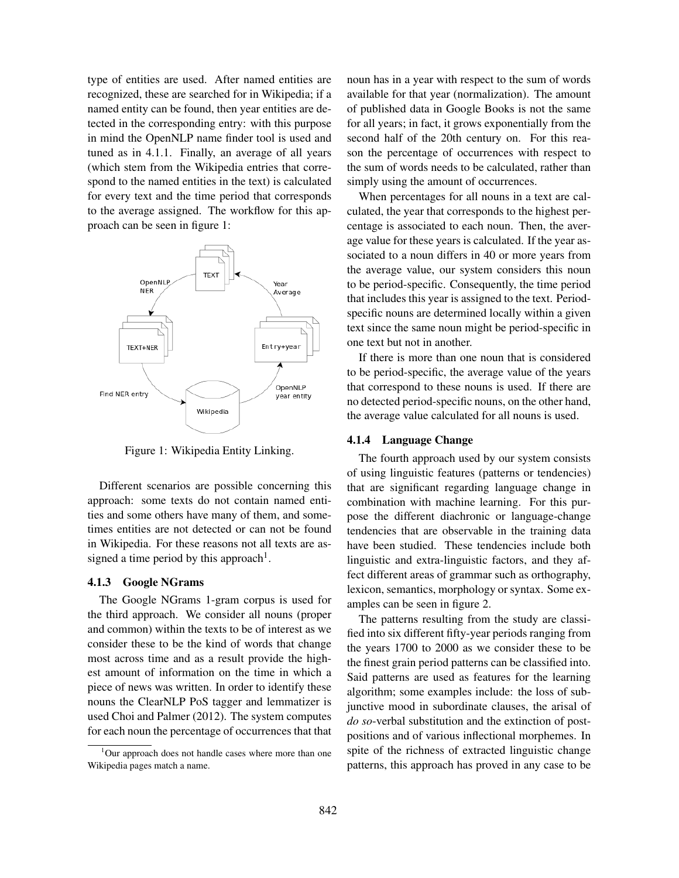type of entities are used. After named entities are recognized, these are searched for in Wikipedia; if a named entity can be found, then year entities are detected in the corresponding entry: with this purpose in mind the OpenNLP name finder tool is used and tuned as in 4.1.1. Finally, an average of all years (which stem from the Wikipedia entries that correspond to the named entities in the text) is calculated for every text and the time period that corresponds to the average assigned. The workflow for this approach can be seen in figure 1:

Figure 1: Wikipedia Entity Linking.

Different scenarios are possible concerning this approach: some texts do not contain named entities and some others have many of them, and sometimes entities are not detected or can not be found in Wikipedia. For these reasons not all texts are assigned a time period by this approach[1].

#### 4.1.3 Google NGrams

The Google NGrams 1-gram corpus is used for the third approach. We consider all nouns (proper and common) within the texts to be of interest as we consider these to be the kind of words that change most across time and as a result provide the highest amount of information on the time in which a piece of news was written. In order to identify these nouns the ClearNLP PoS tagger and lemmatizer is used Choi and Palmer (2012). The system computes for each noun the percentage of occurrences that that noun has in a year with respect to the sum of words available for that year (normalization). The amount of published data in Google Books is not the same for all years; in fact, it grows exponentially from the second half of the 20th century on. For this reason the percentage of occurrences with respect to the sum of words needs to be calculated, rather than simply using the amount of occurrences.

When percentages for all nouns in a text are calculated, the year that corresponds to the highest percentage is associated to each noun. Then, the average value for these years is calculated. If the year associated to a noun differs in 40 or more years from the average value, our system considers this noun to be period-specific. Consequently, the time period that includes this year is assigned to the text. Period-specific nouns are determined locally within a given text since the same noun might be period-specific in one text but not in another.

If there is more than one noun that is considered to be period-specific, the average value of the years that correspond to these nouns is used. If there are no detected period-specific nouns, on the other hand, the average value calculated for all nouns is used.

#### 4.1.4 Language Change

The fourth approach used by our system consists of using linguistic features (patterns or tendencies) that are significant regarding language change in combination with machine learning. For this purpose the different diachronic or language-change tendencies that are observable in the training data have been studied. These tendencies include both linguistic and extra-linguistic factors, and they affect different areas of grammar such as orthography, lexicon, semantics, morphology or syntax. Some examples can be seen in figure 2.

The patterns resulting from the study are classified into six different fifty-year periods ranging from the years 1700 to 2000 as we consider these to be the finest grain period patterns can be classified into. Said patterns are used as features for the learning algorithm; some examples include: the loss of subjunctive mood in subordinate clauses, the arisal of *do so*-verbal substitution and the extinction of postpositions and of various inflectional morphemes. In spite of the richness of extracted linguistic change patterns, this approach has proved in any case to be

[1] Our approach does not handle cases where more than one Wikipedia pages match a name.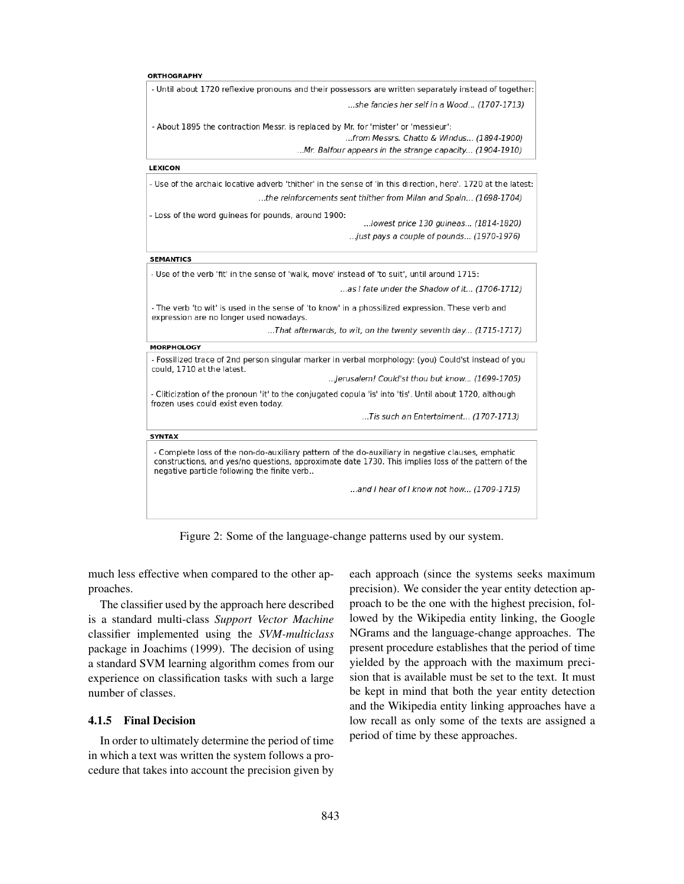**ORTHOGRAPHY**

- Until about 1720 reflexive pronouns and their possessors are written separately instead of together:

*...she fancies her self in a Wood... (1707-1713)*

- About 1895 the contraction Messr. is replaced by Mr. for 'mister' or 'messieur':

*...from Messrs. Chatto & Windus... (1894-1900)*

*...Mr. Balfour appears in the strange capacity... (1904-1910)*

**LEXICON**

- Use of the archaic locative adverb 'thither' in the sense of 'in this direction, here'. 1720 at the latest:

*...the reinforcements sent thither from Milan and Spain... (1698-1704)*

- Loss of the word guineas for pounds, around 1900:

*...lowest price 130 guineas... (1814-1820)*

*...just pays a couple of pounds... (1970-1976)*

**SEMANTICS**

- Use of the verb 'fit' in the sense of 'walk, move' instead of 'to suit', until around 1715:

*...as I fate under the Shadow of it... (1706-1712)*

- The verb 'to wit' is used in the sense of 'to know' in a phossilized expression. These verb and expression are no longer used nowadays.

*...That afterwards, to wit, on the twenty seventh day... (1715-1717)*

**MORPHOLOGY**

- Fossilized trace of 2nd person singular marker in verbal morphology: (you) Could'st instead of you could, 1710 at the latest.

*...Jerusalem! Could'st thou but know... (1699-1705)*

- Cliticization of the pronoun 'it' to the conjugated copula 'is' into 'tis'. Until about 1720, although frozen uses could exist even today.

*...Tis such an Entertaiment... (1707-1713)*

**SYNTAX**

- Complete loss of the non-do-auxiliary pattern of the do-auxiliary in negative clauses, emphatic constructions, and yes/no questions, approximate date 1730. This implies loss of the pattern of the negative particle following the finite verb..

*...and I hear of I know not how... (1709-1715)*

Figure 2: Some of the language-change patterns used by our system.

much less effective when compared to the other approaches.

The classifier used by the approach here described is a standard multi-class *Support Vector Machine* classifier implemented using the *SVM-multiclass* package in Joachims (1999). The decision of using a standard SVM learning algorithm comes from our experience on classification tasks with such a large number of classes.

#### 4.1.5 Final Decision

In order to ultimately determine the period of time in which a text was written the system follows a procedure that takes into account the precision given by each approach (since the systems seeks maximum precision). We consider the year entity detection approach to be the one with the highest precision, followed by the Wikipedia entity linking, the Google NGrams and the language-change approaches. The present procedure establishes that the period of time yielded by the approach with the maximum precision that is available must be set to the text. It must be kept in mind that both the year entity detection and the Wikipedia entity linking approaches have a low recall as only some of the texts are assigned a period of time by these approaches.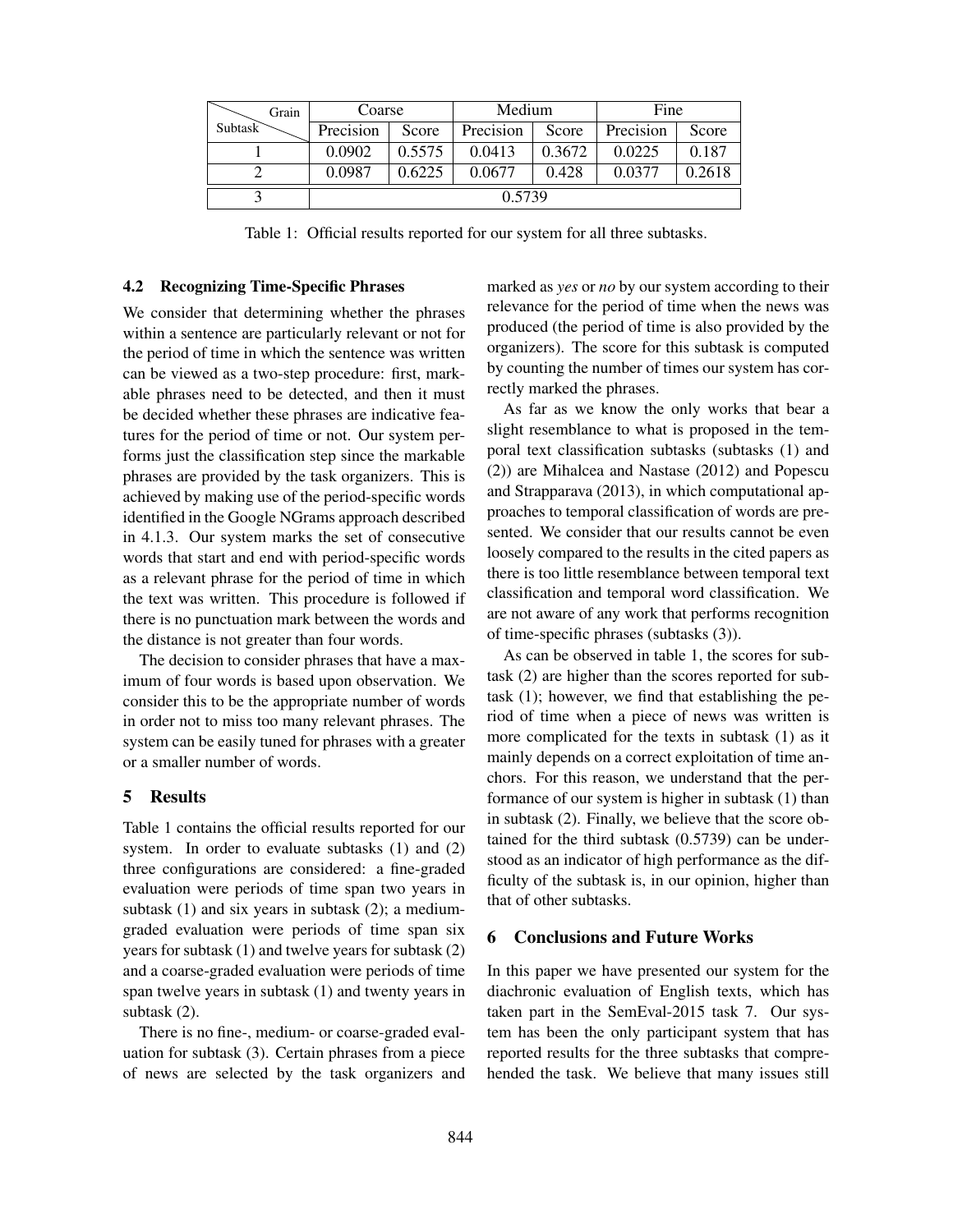| Subtask \ Grain | Coarse | | Medium | | Fine | |
|---|---|---|---|---|---|---|
| | Precision | Score | Precision | Score | Precision | Score |
| 1 | 0.0902 | 0.5575 | 0.0413 | 0.3672 | 0.0225 | 0.187 |
| 2 | 0.0987 | 0.6225 | 0.0677 | 0.428 | 0.0377 | 0.2618 |
| 3 | 0.5739 | | | | | |

Table 1: Official results reported for our system for all three subtasks.

### 4.2 Recognizing Time-Specific Phrases

We consider that determining whether the phrases within a sentence are particularly relevant or not for the period of time in which the sentence was written can be viewed as a two-step procedure: first, markable phrases need to be detected, and then it must be decided whether these phrases are indicative features for the period of time or not. Our system performs just the classification step since the markable phrases are provided by the task organizers. This is achieved by making use of the period-specific words identified in the Google NGrams approach described in 4.1.3. Our system marks the set of consecutive words that start and end with period-specific words as a relevant phrase for the period of time in which the text was written. This procedure is followed if there is no punctuation mark between the words and the distance is not greater than four words.

The decision to consider phrases that have a maximum of four words is based upon observation. We consider this to be the appropriate number of words in order not to miss too many relevant phrases. The system can be easily tuned for phrases with a greater or a smaller number of words.

## 5 Results

Table 1 contains the official results reported for our system. In order to evaluate subtasks (1) and (2) three configurations are considered: a fine-graded evaluation were periods of time span two years in subtask (1) and six years in subtask (2); a medium-graded evaluation were periods of time span six years for subtask (1) and twelve years for subtask (2) and a coarse-graded evaluation were periods of time span twelve years in subtask (1) and twenty years in subtask (2).

There is no fine-, medium- or coarse-graded evaluation for subtask (3). Certain phrases from a piece of news are selected by the task organizers and marked as *yes* or *no* by our system according to their relevance for the period of time when the news was produced (the period of time is also provided by the organizers). The score for this subtask is computed by counting the number of times our system has correctly marked the phrases.

As far as we know the only works that bear a slight resemblance to what is proposed in the temporal text classification subtasks (subtasks (1) and (2)) are Mihalcea and Nastase (2012) and Popescu and Strapparava (2013), in which computational approaches to temporal classification of words are presented. We consider that our results cannot be even loosely compared to the results in the cited papers as there is too little resemblance between temporal text classification and temporal word classification. We are not aware of any work that performs recognition of time-specific phrases (subtasks (3)).

As can be observed in table 1, the scores for subtask (2) are higher than the scores reported for subtask (1); however, we find that establishing the period of time when a piece of news was written is more complicated for the texts in subtask (1) as it mainly depends on a correct exploitation of time anchors. For this reason, we understand that the performance of our system is higher in subtask (1) than in subtask (2). Finally, we believe that the score obtained for the third subtask (0.5739) can be understood as an indicator of high performance as the difficulty of the subtask is, in our opinion, higher than that of other subtasks.

## 6 Conclusions and Future Works

In this paper we have presented our system for the diachronic evaluation of English texts, which has taken part in the SemEval-2015 task 7. Our system has been the only participant system that has reported results for the three subtasks that comprehended the task. We believe that many issues still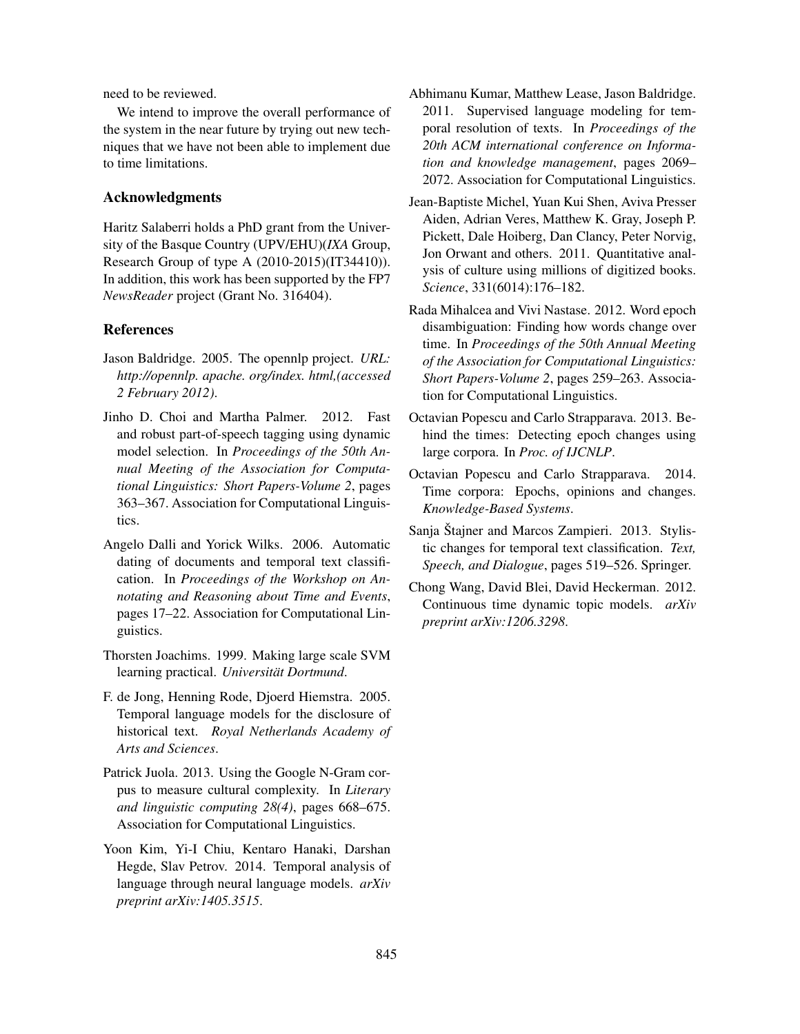need to be reviewed.

We intend to improve the overall performance of the system in the near future by trying out new techniques that we have not been able to implement due to time limitations.

## Acknowledgments

Haritz Salaberri holds a PhD grant from the University of the Basque Country (UPV/EHU)(*IXA* Group, Research Group of type A (2010-2015)(IT34410)). In addition, this work has been supported by the FP7 *NewsReader* project (Grant No. 316404).

## References

Jason Baldridge. 2005. The opennlp project. *URL: http://opennlp. apache. org/index. html,(accessed 2 February 2012)*.

Jinho D. Choi and Martha Palmer. 2012. Fast and robust part-of-speech tagging using dynamic model selection. In *Proceedings of the 50th Annual Meeting of the Association for Computational Linguistics: Short Papers-Volume 2*, pages 363–367. Association for Computational Linguistics.

Angelo Dalli and Yorick Wilks. 2006. Automatic dating of documents and temporal text classification. In *Proceedings of the Workshop on Annotating and Reasoning about Time and Events*, pages 17–22. Association for Computational Linguistics.

Thorsten Joachims. 1999. Making large scale SVM learning practical. *Universität Dortmund*.

F. de Jong, Henning Rode, Djoerd Hiemstra. 2005. Temporal language models for the disclosure of historical text. *Royal Netherlands Academy of Arts and Sciences*.

Patrick Juola. 2013. Using the Google N-Gram corpus to measure cultural complexity. In *Literary and linguistic computing 28(4)*, pages 668–675. Association for Computational Linguistics.

Yoon Kim, Yi-I Chiu, Kentaro Hanaki, Darshan Hegde, Slav Petrov. 2014. Temporal analysis of language through neural language models. *arXiv preprint arXiv:1405.3515*.

Abhimanu Kumar, Matthew Lease, Jason Baldridge. 2011. Supervised language modeling for temporal resolution of texts. In *Proceedings of the 20th ACM international conference on Information and knowledge management*, pages 2069–2072. Association for Computational Linguistics.

Jean-Baptiste Michel, Yuan Kui Shen, Aviva Presser Aiden, Adrian Veres, Matthew K. Gray, Joseph P. Pickett, Dale Hoiberg, Dan Clancy, Peter Norvig, Jon Orwant and others. 2011. Quantitative analysis of culture using millions of digitized books. *Science*, 331(6014):176–182.

Rada Mihalcea and Vivi Nastase. 2012. Word epoch disambiguation: Finding how words change over time. In *Proceedings of the 50th Annual Meeting of the Association for Computational Linguistics: Short Papers-Volume 2*, pages 259–263. Association for Computational Linguistics.

Octavian Popescu and Carlo Strapparava. 2013. Behind the times: Detecting epoch changes using large corpora. In *Proc. of IJCNLP*.

Octavian Popescu and Carlo Strapparava. 2014. Time corpora: Epochs, opinions and changes. *Knowledge-Based Systems*.

Sanja Štajner and Marcos Zampieri. 2013. Stylistic changes for temporal text classification. *Text, Speech, and Dialogue*, pages 519–526. Springer.

Chong Wang, David Blei, David Heckerman. 2012. Continuous time dynamic topic models. *arXiv preprint arXiv:1206.3298*.